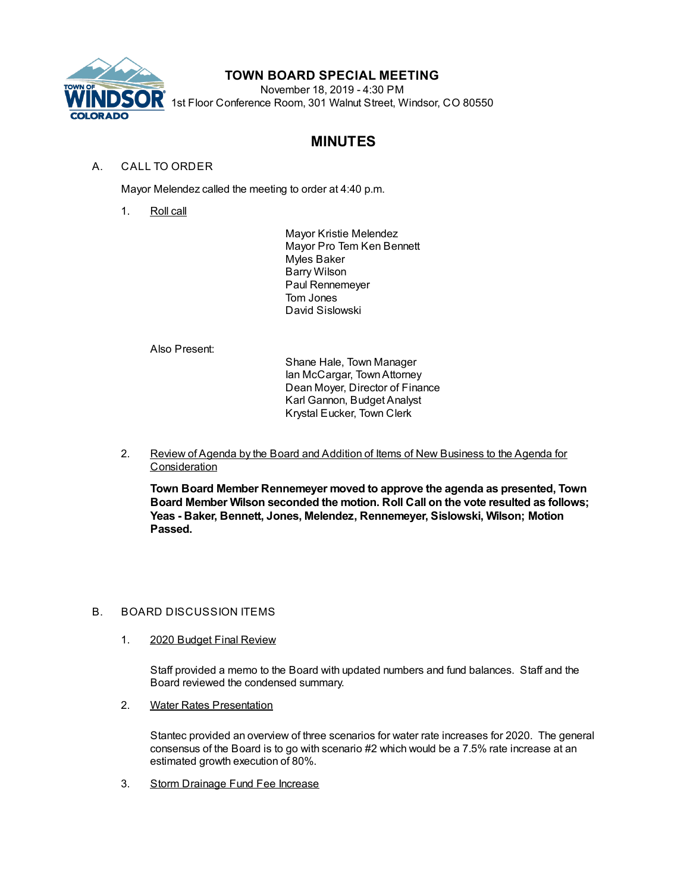# TOWN BOARD SPECIAL MEETING

November 18, 2019 - 4:30 PM
1st Floor Conference Room, 301 Walnut Street, Windsor, CO 80550

## MINUTES

A. CALL TO ORDER

Mayor Melendez called the meeting to order at 4:40 p.m.

1. Roll call

   Mayor Kristie Melendez
   Mayor Pro Tem Ken Bennett
   Myles Baker
   Barry Wilson
   Paul Rennemeyer
   Tom Jones
   David Sislowski

   Also Present:

   Shane Hale, Town Manager
   Ian McCargar, Town Attorney
   Dean Moyer, Director of Finance
   Karl Gannon, Budget Analyst
   Krystal Eucker, Town Clerk

2. Review of Agenda by the Board and Addition of Items of New Business to the Agenda for Consideration

   **Town Board Member Rennemeyer moved to approve the agenda as presented, Town Board Member Wilson seconded the motion. Roll Call on the vote resulted as follows; Yeas - Baker, Bennett, Jones, Melendez, Rennemeyer, Sislowski, Wilson; Motion Passed.**

B. BOARD DISCUSSION ITEMS

1. 2020 Budget Final Review

   Staff provided a memo to the Board with updated numbers and fund balances. Staff and the Board reviewed the condensed summary.

2. Water Rates Presentation

   Stantec provided an overview of three scenarios for water rate increases for 2020. The general consensus of the Board is to go with scenario #2 which would be a 7.5% rate increase at an estimated growth execution of 80%.

3. Storm Drainage Fund Fee Increase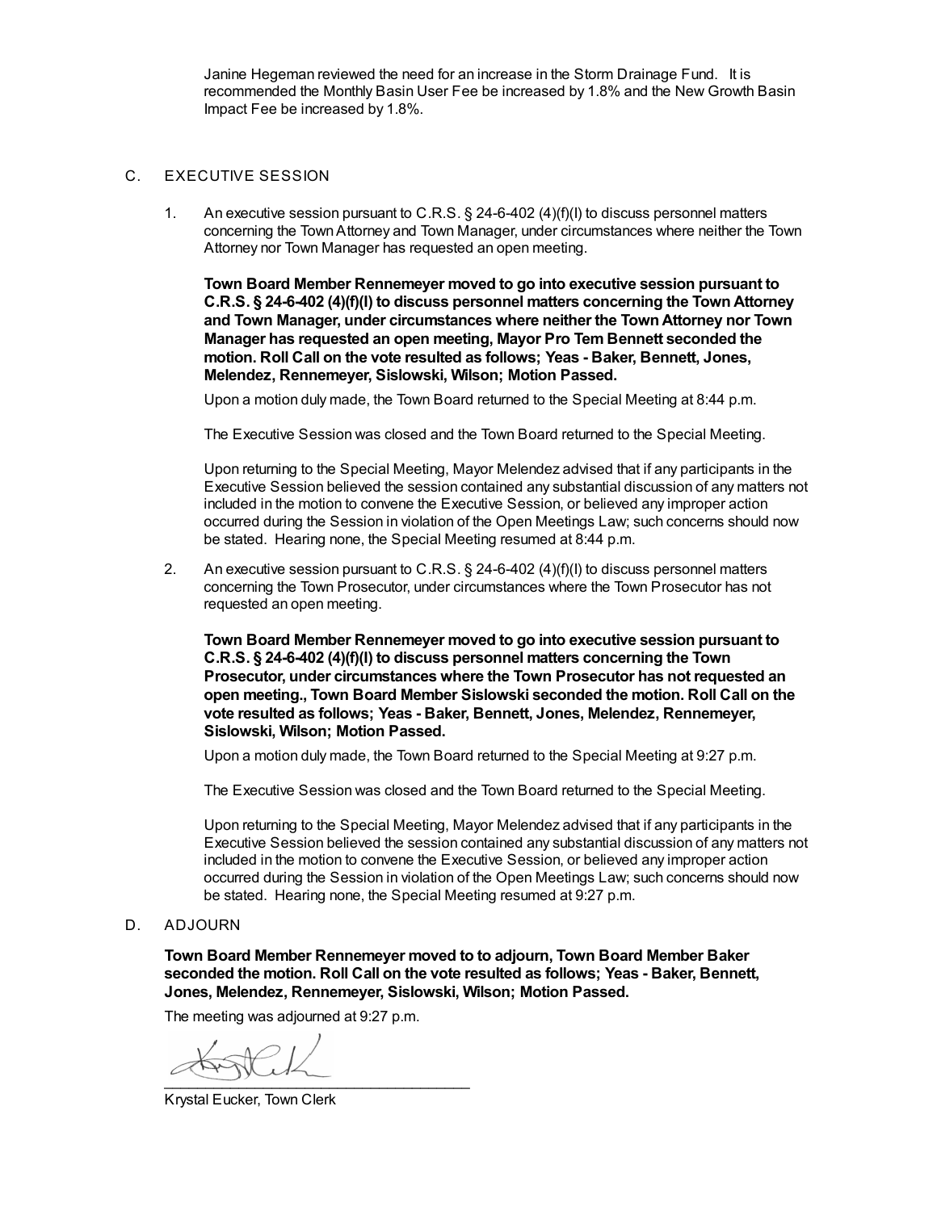Janine Hegeman reviewed the need for an increase in the Storm Drainage Fund. It is recommended the Monthly Basin User Fee be increased by 1.8% and the New Growth Basin Impact Fee be increased by 1.8%.

## C. EXECUTIVE SESSION

1. An executive session pursuant to C.R.S. § 24-6-402 (4)(f)(I) to discuss personnel matters concerning the Town Attorney and Town Manager, under circumstances where neither the Town Attorney nor Town Manager has requested an open meeting.

   **Town Board Member Rennemeyer moved to go into executive session pursuant to C.R.S. § 24-6-402 (4)(f)(I) to discuss personnel matters concerning the Town Attorney and Town Manager, under circumstances where neither the Town Attorney nor Town Manager has requested an open meeting, Mayor Pro Tem Bennett seconded the motion. Roll Call on the vote resulted as follows; Yeas - Baker, Bennett, Jones, Melendez, Rennemeyer, Sislowski, Wilson; Motion Passed.**

   Upon a motion duly made, the Town Board returned to the Special Meeting at 8:44 p.m.

   The Executive Session was closed and the Town Board returned to the Special Meeting.

   Upon returning to the Special Meeting, Mayor Melendez advised that if any participants in the Executive Session believed the session contained any substantial discussion of any matters not included in the motion to convene the Executive Session, or believed any improper action occurred during the Session in violation of the Open Meetings Law; such concerns should now be stated. Hearing none, the Special Meeting resumed at 8:44 p.m.

2. An executive session pursuant to C.R.S. § 24-6-402 (4)(f)(I) to discuss personnel matters concerning the Town Prosecutor, under circumstances where the Town Prosecutor has not requested an open meeting.

   **Town Board Member Rennemeyer moved to go into executive session pursuant to C.R.S. § 24-6-402 (4)(f)(I) to discuss personnel matters concerning the Town Prosecutor, under circumstances where the Town Prosecutor has not requested an open meeting., Town Board Member Sislowski seconded the motion. Roll Call on the vote resulted as follows; Yeas - Baker, Bennett, Jones, Melendez, Rennemeyer, Sislowski, Wilson; Motion Passed.**

   Upon a motion duly made, the Town Board returned to the Special Meeting at 9:27 p.m.

   The Executive Session was closed and the Town Board returned to the Special Meeting.

   Upon returning to the Special Meeting, Mayor Melendez advised that if any participants in the Executive Session believed the session contained any substantial discussion of any matters not included in the motion to convene the Executive Session, or believed any improper action occurred during the Session in violation of the Open Meetings Law; such concerns should now be stated. Hearing none, the Special Meeting resumed at 9:27 p.m.

## D. ADJOURN

**Town Board Member Rennemeyer moved to to adjourn, Town Board Member Baker seconded the motion. Roll Call on the vote resulted as follows; Yeas - Baker, Bennett, Jones, Melendez, Rennemeyer, Sislowski, Wilson; Motion Passed.**

The meeting was adjourned at 9:27 p.m.

\_\_\_\_\_\_\_\_\_\_\_\_\_\_\_\_\_\_\_\_\_\_\_\_\_\_\_\_\_\_\_\_\_\_\_\_\_

Krystal Eucker, Town Clerk